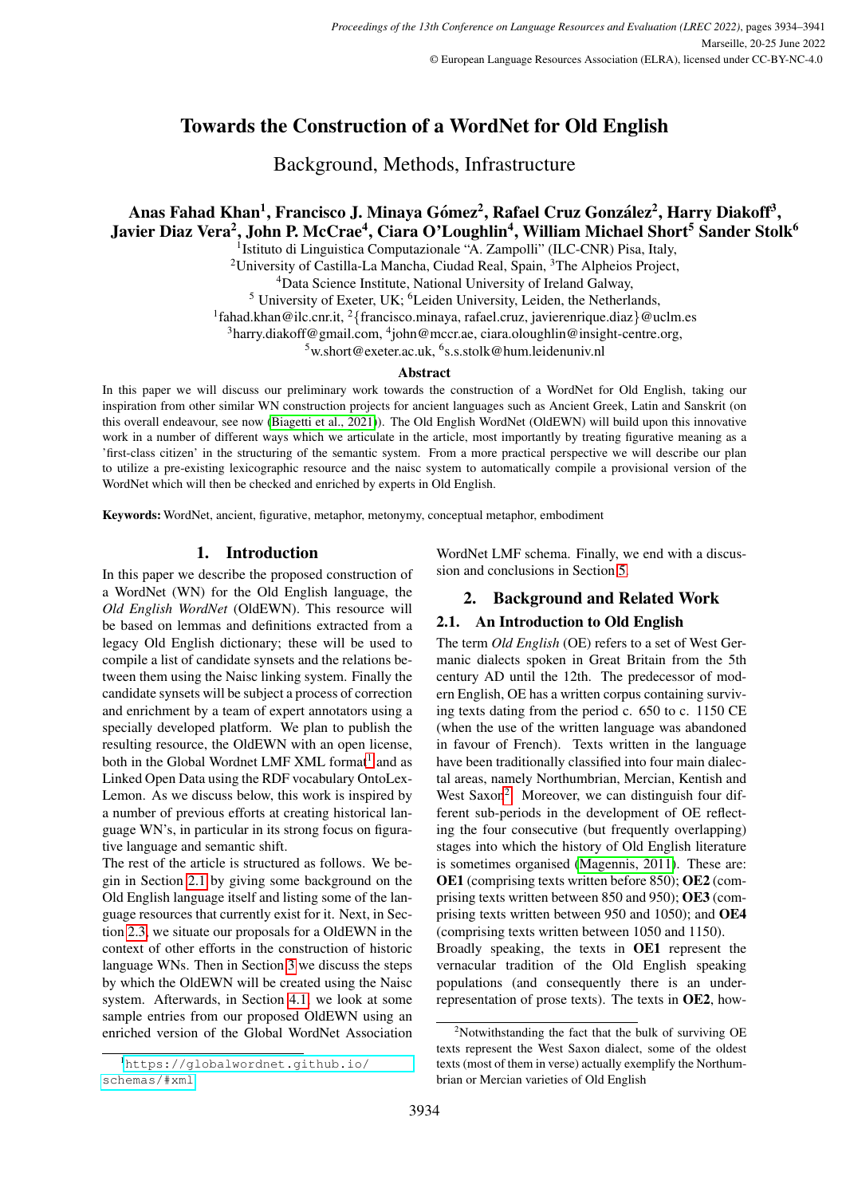# Towards the Construction of a WordNet for Old English

## Background, Methods, Infrastructure

**Anas Fahad Khan[1], Francisco J. Minaya Gómez[2], Rafael Cruz González[2], Harry Diakoff[3], Javier Diaz Vera[2], John P. McCrae[4], Ciara O'Loughlin[4], William Michael Short[5] Sander Stolk[6]**

[1]Istituto di Linguistica Computazionale "A. Zampolli" (ILC-CNR) Pisa, Italy,
[2]University of Castilla-La Mancha, Ciudad Real, Spain, [3]The Alpheios Project,
[4]Data Science Institute, National University of Ireland Galway,
[5] University of Exeter, UK; [6]Leiden University, Leiden, the Netherlands,
[1]fahad.khan@ilc.cnr.it, [2]{francisco.minaya, rafael.cruz, javierenrique.diaz}@uclm.es
[3]harry.diakoff@gmail.com, [4]john@mccr.ae, ciara.oloughlin@insight-centre.org,
[5]w.short@exeter.ac.uk, [6]s.s.stolk@hum.leidenuniv.nl

### Abstract

In this paper we will discuss our preliminary work towards the construction of a WordNet for Old English, taking our inspiration from other similar WN construction projects for ancient languages such as Ancient Greek, Latin and Sanskrit (on this overall endeavour, see now (Biagetti et al., 2021)). The Old English WordNet (OldEWN) will build upon this innovative work in a number of different ways which we articulate in the article, most importantly by treating figurative meaning as a 'first-class citizen' in the structuring of the semantic system. From a more practical perspective we will describe our plan to utilize a pre-existing lexicographic resource and the naisc system to automatically compile a provisional version of the WordNet which will then be checked and enriched by experts in Old English.

**Keywords:** WordNet, ancient, figurative, metaphor, metonymy, conceptual metaphor, embodiment

## 1. Introduction

In this paper we describe the proposed construction of a WordNet (WN) for the Old English language, the *Old English WordNet* (OldEWN). This resource will be based on lemmas and definitions extracted from a legacy Old English dictionary; these will be used to compile a list of candidate synsets and the relations between them using the Naisc linking system. Finally the candidate synsets will be subject a process of correction and enrichment by a team of expert annotators using a specially developed platform. We plan to publish the resulting resource, the OldEWN with an open license, both in the Global Wordnet LMF XML format[1] and as Linked Open Data using the RDF vocabulary OntoLex-Lemon. As we discuss below, this work is inspired by a number of previous efforts at creating historical language WN's, in particular in its strong focus on figurative language and semantic shift.

The rest of the article is structured as follows. We begin in Section 2.1 by giving some background on the Old English language itself and listing some of the language resources that currently exist for it. Next, in Section 2.3, we situate our proposals for a OldEWN in the context of other efforts in the construction of historic language WNs. Then in Section 3 we discuss the steps by which the OldEWN will be created using the Naisc system. Afterwards, in Section 4.1, we look at some sample entries from our proposed OldEWN using an enriched version of the Global WordNet Association WordNet LMF schema. Finally, we end with a discussion and conclusions in Section 5.

## 2. Background and Related Work

### 2.1. An Introduction to Old English

The term *Old English* (OE) refers to a set of West Germanic dialects spoken in Great Britain from the 5th century AD until the 12th. The predecessor of modern English, OE has a written corpus containing surviving texts dating from the period c. 650 to c. 1150 CE (when the use of the written language was abandoned in favour of French). Texts written in the language have been traditionally classified into four main dialectal areas, namely Northumbrian, Mercian, Kentish and West Saxon[2]. Moreover, we can distinguish four different sub-periods in the development of OE reflecting the four consecutive (but frequently overlapping) stages into which the history of Old English literature is sometimes organised (Magennis, 2011). These are: **OE1** (comprising texts written before 850); **OE2** (comprising texts written between 850 and 950); **OE3** (comprising texts written between 950 and 1050); and **OE4** (comprising texts written between 1050 and 1150).

Broadly speaking, the texts in **OE1** represent the vernacular tradition of the Old English speaking populations (and consequently there is an under-representation of prose texts). The texts in **OE2**, how-

[1]https://globalwordnet.github.io/schemas/#xml

[2]Notwithstanding the fact that the bulk of surviving OE texts represent the West Saxon dialect, some of the oldest texts (most of them in verse) actually exemplify the Northumbrian or Mercian varieties of Old English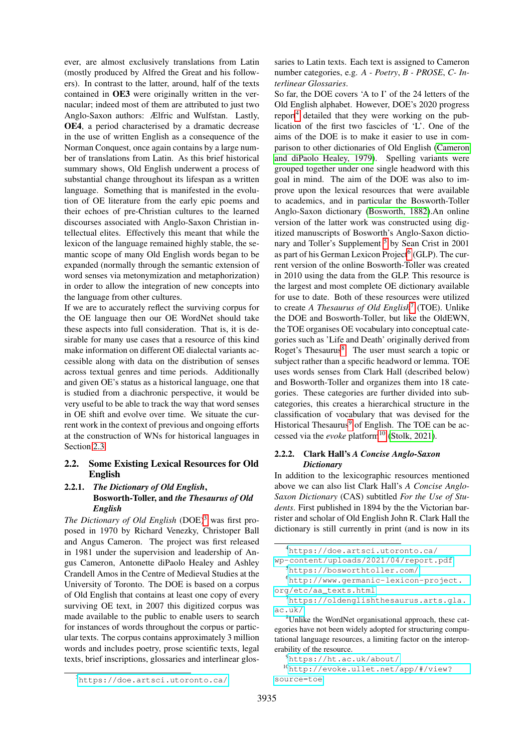ever, are almost exclusively translations from Latin (mostly produced by Alfred the Great and his followers). In contrast to the latter, around, half of the texts contained in **OE3** were originally written in the vernacular; indeed most of them are attributed to just two Anglo-Saxon authors: Ælfric and Wulfstan. Lastly, **OE4**, a period characterised by a dramatic decrease in the use of written English as a consequence of the Norman Conquest, once again contains by a large number of translations from Latin. As this brief historical summary shows, Old English underwent a process of substantial change throughout its lifespan as a written language. Something that is manifested in the evolution of OE literature from the early epic poems and their echoes of pre-Christian cultures to the learned discourses associated with Anglo-Saxon Christian intellectual elites. Effectively this meant that while the lexicon of the language remained highly stable, the semantic scope of many Old English words began to be expanded (normally through the semantic extension of word senses via metonymization and metaphorization) in order to allow the integration of new concepts into the language from other cultures.

If we are to accurately reflect the surviving corpus for the OE language then our OE WordNet should take these aspects into full consideration. That is, it is desirable for many use cases that a resource of this kind make information on different OE dialectal variants accessible along with data on the distribution of senses across textual genres and time periods. Additionally and given OE's status as a historical language, one that is studied from a diachronic perspective, it would be very useful to be able to track the way that word senses in OE shift and evolve over time. We situate the current work in the context of previous and ongoing efforts at the construction of WNs for historical languages in Section 2.3.

## 2.2. Some Existing Lexical Resources for Old English

### 2.2.1. *The Dictionary of Old English*, Bosworth-Toller, and *the Thesaurus of Old English*

*The Dictionary of Old English* (DOE)[3] was first proposed in 1970 by Richard Venezky, Christopher Ball and Angus Cameron. The project was first released in 1981 under the supervision and leadership of Angus Cameron, Antonette diPaolo Healey and Ashley Crandell Amos in the Centre of Medieval Studies at the University of Toronto. The DOE is based on a corpus of Old English that contains at least one copy of every surviving OE text, in 2007 this digitized corpus was made available to the public to enable users to search for instances of words throughout the corpus or particular texts. The corpus contains approximately 3 million words and includes poetry, prose scientific texts, legal texts, brief inscriptions, glossaries and interlinear glossaries to Latin texts. Each text is assigned to Cameron number categories, e.g. *A - Poetry*, *B - PROSE*, *C- Interlinear Glossaries*.

So far, the DOE covers 'A to I' of the 24 letters of the Old English alphabet. However, DOE's 2020 progress report[4] detailed that they were working on the publication of the first two fascicles of 'L'. One of the aims of the DOE is to make it easier to use in comparison to other dictionaries of Old English (Cameron and diPaolo Healey, 1979). Spelling variants were grouped together under one single headword with this goal in mind. The aim of the DOE was also to improve upon the lexical resources that were available to academics, and in particular the Bosworth-Toller Anglo-Saxon dictionary (Bosworth, 1882).An online version of the latter work was constructed using digitized manuscripts of Bosworth's Anglo-Saxon dictionary and Toller's Supplement [5] by Sean Crist in 2001 as part of his German Lexicon Project[6] (GLP). The current version of the online Bosworth-Toller was created in 2010 using the data from the GLP. This resource is the largest and most complete OE dictionary available for use to date. Both of these resources were utilized to create *A Thesaurus of Old English*[7] (TOE). Unlike the DOE and Bosworth-Toller, but like the OldEWN, the TOE organises OE vocabulary into conceptual categories such as 'Life and Death' originally derived from Roget's Thesaurus[8]. The user must search a topic or subject rather than a specific headword or lemma. TOE uses words senses from Clark Hall (described below) and Bosworth-Toller and organizes them into 18 categories. These categories are further divided into subcategories, this creates a hierarchical structure in the classification of vocabulary that was devised for the Historical Thesaurus[9] of English. The TOE can be accessed via the *evoke* platform[10] (Stolk, 2021).

### 2.2.2. Clark Hall's *A Concise Anglo-Saxon Dictionary*

In addition to the lexicographic resources mentioned above we can also list Clark Hall's *A Concise Anglo-Saxon Dictionary* (CAS) subtitled *For the Use of Students*. First published in 1894 by the the Victorian barrister and scholar of Old English John R. Clark Hall the dictionary is still currently in print (and is now in its

[3] https://doe.artsci.utoronto.ca/

[4] https://doe.artsci.utoronto.ca/wp-content/uploads/2021/04/report.pdf

[5] https://bosworthtoller.com/

[6] http://www.germanic-lexicon-project.org/etc/aa_texts.html

[7] https://oldenglishthesaurus.arts.gla.ac.uk/

[8] Unlike the WordNet organisational approach, these categories have not been widely adopted for structuring computational language resources, a limiting factor on the interoperability of the resource.

[9] https://ht.ac.uk/about/

[10] http://evoke.ullet.net/app/#/view?source=toe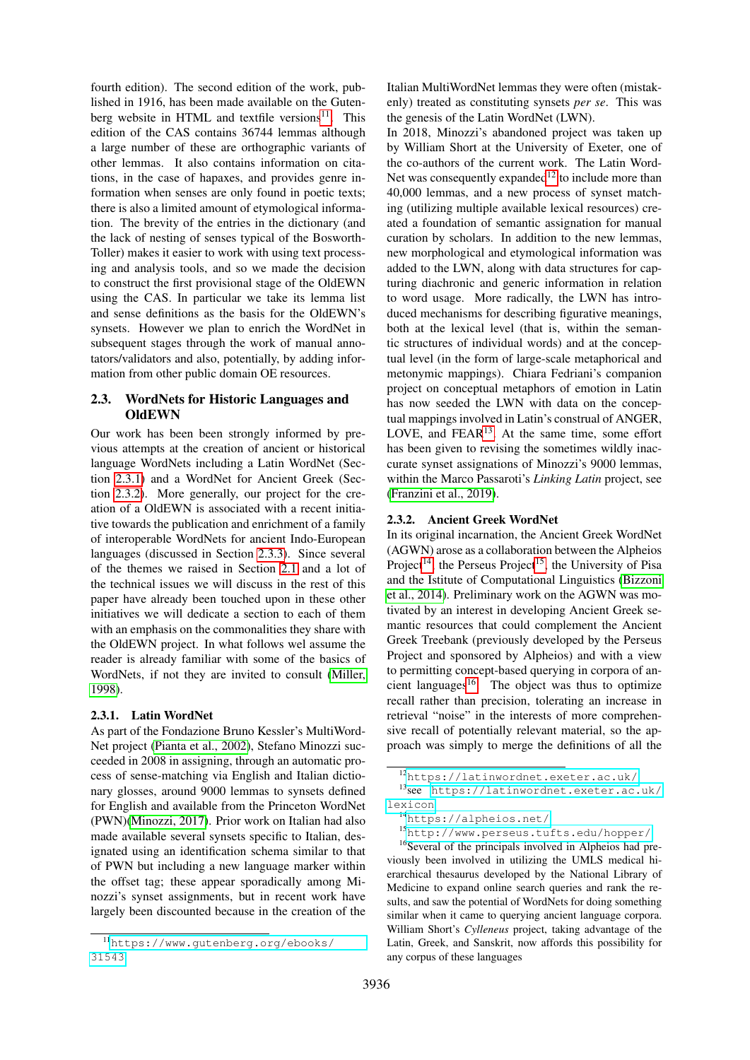fourth edition). The second edition of the work, published in 1916, has been made available on the Gutenberg website in HTML and textfile versions[11]. This edition of the CAS contains 36744 lemmas although a large number of these are orthographic variants of other lemmas. It also contains information on citations, in the case of hapaxes, and provides genre information when senses are only found in poetic texts; there is also a limited amount of etymological information. The brevity of the entries in the dictionary (and the lack of nesting of senses typical of the Bosworth-Toller) makes it easier to work with using text processing and analysis tools, and so we made the decision to construct the first provisional stage of the OldEWN using the CAS. In particular we take its lemma list and sense definitions as the basis for the OldEWN's synsets. However we plan to enrich the WordNet in subsequent stages through the work of manual annotators/validators and also, potentially, by adding information from other public domain OE resources.

## 2.3. WordNets for Historic Languages and OldEWN

Our work has been been strongly informed by previous attempts at the creation of ancient or historical language WordNets including a Latin WordNet (Section 2.3.1) and a WordNet for Ancient Greek (Section 2.3.2). More generally, our project for the creation of a OldEWN is associated with a recent initiative towards the publication and enrichment of a family of interoperable WordNets for ancient Indo-European languages (discussed in Section 2.3.3). Since several of the themes we raised in Section 2.1 and a lot of the technical issues we will discuss in the rest of this paper have already been touched upon in these other initiatives we will dedicate a section to each of them with an emphasis on the commonalities they share with the OldEWN project. In what follows wel assume the reader is already familiar with some of the basics of WordNets, if not they are invited to consult (Miller, 1998).

### 2.3.1. Latin WordNet

As part of the Fondazione Bruno Kessler's MultiWordNet project (Pianta et al., 2002), Stefano Minozzi succeeded in 2008 in assigning, through an automatic process of sense-matching via English and Italian dictionary glosses, around 9000 lemmas to synsets defined for English and available from the Princeton WordNet (PWN)(Minozzi, 2017). Prior work on Italian had also made available several synsets specific to Italian, designated using an identification schema similar to that of PWN but including a new language marker within the offset tag; these appear sporadically among Minozzi's synset assignments, but in recent work have largely been discounted because in the creation of the Italian MultiWordNet lemmas they were often (mistakenly) treated as constituting synsets *per se*. This was the genesis of the Latin WordNet (LWN).

In 2018, Minozzi's abandoned project was taken up by William Short at the University of Exeter, one of the co-authors of the current work. The Latin WordNet was consequently expanded[12] to include more than 40,000 lemmas, and a new process of synset matching (utilizing multiple available lexical resources) created a foundation of semantic assignation for manual curation by scholars. In addition to the new lemmas, new morphological and etymological information was added to the LWN, along with data structures for capturing diachronic and generic information in relation to word usage. More radically, the LWN has introduced mechanisms for describing figurative meanings, both at the lexical level (that is, within the semantic structures of individual words) and at the conceptual level (in the form of large-scale metaphorical and metonymic mappings). Chiara Fedriani's companion project on conceptual metaphors of emotion in Latin has now seeded the LWN with data on the conceptual mappings involved in Latin's construal of ANGER, LOVE, and FEAR[13]. At the same time, some effort has been given to revising the sometimes wildly inaccurate synset assignations of Minozzi's 9000 lemmas, within the Marco Passaroti's *Linking Latin* project, see (Franzini et al., 2019).

### 2.3.2. Ancient Greek WordNet

In its original incarnation, the Ancient Greek WordNet (AGWN) arose as a collaboration between the Alpheios Project[14], the Perseus Project[15], the University of Pisa and the Istitute of Computational Linguistics (Bizzoni et al., 2014). Preliminary work on the AGWN was motivated by an interest in developing Ancient Greek semantic resources that could complement the Ancient Greek Treebank (previously developed by the Perseus Project and sponsored by Alpheios) and with a view to permitting concept-based querying in corpora of ancient languages[16]. The object was thus to optimize recall rather than precision, tolerating an increase in retrieval "noise" in the interests of more comprehensive recall of potentially relevant material, so the approach was simply to merge the definitions of all the

[11] https://www.gutenberg.org/ebooks/31543

[12] https://latinwordnet.exeter.ac.uk/

[13] see https://latinwordnet.exeter.ac.uk/lexicon

[14] https://alpheios.net/

[15] http://www.perseus.tufts.edu/hopper/

[16] Several of the principals involved in Alpheios had previously been involved in utilizing the UMLS medical hierarchical thesaurus developed by the National Library of Medicine to expand online search queries and rank the results, and saw the potential of WordNets for doing something similar when it came to querying ancient language corpora. William Short's *Cylleneus* project, taking advantage of the Latin, Greek, and Sanskrit, now affords this possibility for any corpus of these languages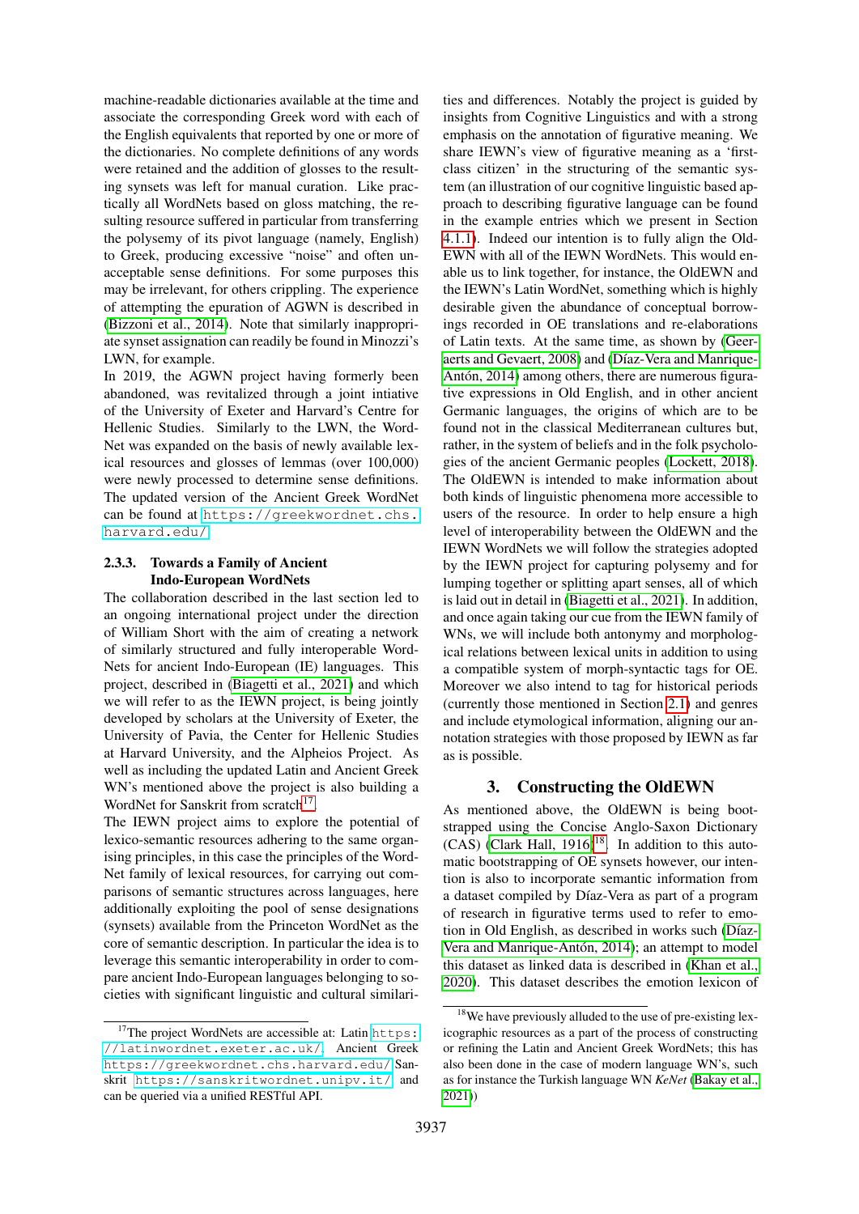machine-readable dictionaries available at the time and associate the corresponding Greek word with each of the English equivalents that reported by one or more of the dictionaries. No complete definitions of any words were retained and the addition of glosses to the resulting synsets was left for manual curation. Like practically all WordNets based on gloss matching, the resulting resource suffered in particular from transferring the polysemy of its pivot language (namely, English) to Greek, producing excessive "noise" and often unacceptable sense definitions. For some purposes this may be irrelevant, for others crippling. The experience of attempting the epuration of AGWN is described in (Bizzoni et al., 2014). Note that similarly inappropriate synset assignation can readily be found in Minozzi's LWN, for example.

In 2019, the AGWN project having formerly been abandoned, was revitalized through a joint intiative of the University of Exeter and Harvard's Centre for Hellenic Studies. Similarly to the LWN, the WordNet was expanded on the basis of newly available lexical resources and glosses of lemmas (over 100,000) were newly processed to determine sense definitions. The updated version of the Ancient Greek WordNet can be found at https://greekwordnet.chs.harvard.edu/

#### 2.3.3. Towards a Family of Ancient Indo-European WordNets

The collaboration described in the last section led to an ongoing international project under the direction of William Short with the aim of creating a network of similarly structured and fully interoperable WordNets for ancient Indo-European (IE) languages. This project, described in (Biagetti et al., 2021) and which we will refer to as the IEWN project, is being jointly developed by scholars at the University of Exeter, the University of Pavia, the Center for Hellenic Studies at Harvard University, and the Alpheios Project. As well as including the updated Latin and Ancient Greek WN's mentioned above the project is also building a WordNet for Sanskrit from scratch[17].

The IEWN project aims to explore the potential of lexico-semantic resources adhering to the same organising principles, in this case the principles of the WordNet family of lexical resources, for carrying out comparisons of semantic structures across languages, here additionally exploiting the pool of sense designations (synsets) available from the Princeton WordNet as the core of semantic description. In particular the idea is to leverage this semantic interoperability in order to compare ancient Indo-European languages belonging to societies with significant linguistic and cultural similarities and differences. Notably the project is guided by insights from Cognitive Linguistics and with a strong emphasis on the annotation of figurative meaning. We share IEWN's view of figurative meaning as a 'first-class citizen' in the structuring of the semantic system (an illustration of our cognitive linguistic based approach to describing figurative language can be found in the example entries which we present in Section 4.1.1). Indeed our intention is to fully align the OldEWN with all of the IEWN WordNets. This would enable us to link together, for instance, the OldEWN and the IEWN's Latin WordNet, something which is highly desirable given the abundance of conceptual borrowings recorded in OE translations and re-elaborations of Latin texts. At the same time, as shown by (Geeraerts and Gevaert, 2008) and (Díaz-Vera and Manrique-Antón, 2014) among others, there are numerous figurative expressions in Old English, and in other ancient Germanic languages, the origins of which are to be found not in the classical Mediterranean cultures but, rather, in the system of beliefs and in the folk psychologies of the ancient Germanic peoples (Lockett, 2018). The OldEWN is intended to make information about both kinds of linguistic phenomena more accessible to users of the resource. In order to help ensure a high level of interoperability between the OldEWN and the IEWN WordNets we will follow the strategies adopted by the IEWN project for capturing polysemy and for lumping together or splitting apart senses, all of which is laid out in detail in (Biagetti et al., 2021). In addition, and once again taking our cue from the IEWN family of WNs, we will include both antonymy and morphological relations between lexical units in addition to using a compatible system of morph-syntactic tags for OE. Moreover we also intend to tag for historical periods (currently those mentioned in Section 2.1) and genres and include etymological information, aligning our annotation strategies with those proposed by IEWN as far as is possible.

## 3. Constructing the OldEWN

As mentioned above, the OldEWN is being bootstrapped using the Concise Anglo-Saxon Dictionary (CAS) (Clark Hall, 1916)[18]. In addition to this automatic bootstrapping of OE synsets however, our intention is also to incorporate semantic information from a dataset compiled by Díaz-Vera as part of a program of research in figurative terms used to refer to emotion in Old English, as described in works such (Díaz-Vera and Manrique-Antón, 2014); an attempt to model this dataset as linked data is described in (Khan et al., 2020). This dataset describes the emotion lexicon of

[17] The project WordNets are accessible at: Latin https://latinwordnet.exeter.ac.uk/, Ancient Greek https://greekwordnet.chs.harvard.edu/ Sanskrit https://sanskritwordnet.unipv.it/ and can be queried via a unified RESTful API.

[18] We have previously alluded to the use of pre-existing lexicographic resources as a part of the process of constructing or refining the Latin and Ancient Greek WordNets; this has also been done in the case of modern language WN's, such as for instance the Turkish language WN *KeNet* (Bakay et al., 2021))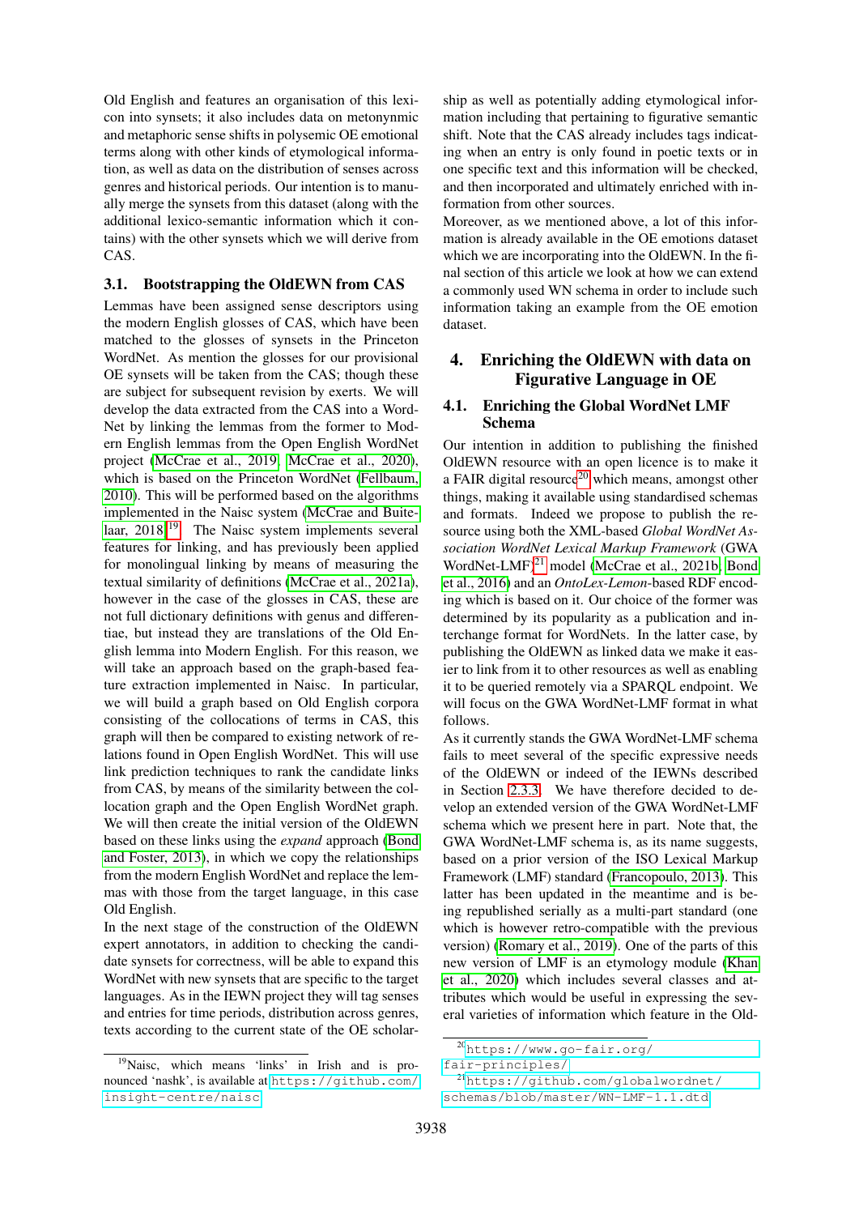Old English and features an organisation of this lexicon into synsets; it also includes data on metonymnic and metaphoric sense shifts in polysemic OE emotional terms along with other kinds of etymological information, as well as data on the distribution of senses across genres and historical periods. Our intention is to manually merge the synsets from this dataset (along with the additional lexico-semantic information which it contains) with the other synsets which we will derive from CAS.

### 3.1. Bootstrapping the OldEWN from CAS

Lemmas have been assigned sense descriptors using the modern English glosses of CAS, which have been matched to the glosses of synsets in the Princeton WordNet. As mention the glosses for our provisional OE synsets will be taken from the CAS; though these are subject for subsequent revision by exerts. We will develop the data extracted from the CAS into a WordNet by linking the lemmas from the former to Modern English lemmas from the Open English WordNet project (McCrae et al., 2019; McCrae et al., 2020), which is based on the Princeton WordNet (Fellbaum, 2010). This will be performed based on the algorithms implemented in the Naisc system (McCrae and Buitelaar, 2018)[19]. The Naisc system implements several features for linking, and has previously been applied for monolingual linking by means of measuring the textual similarity of definitions (McCrae et al., 2021a), however in the case of the glosses in CAS, these are not full dictionary definitions with genus and differentiae, but instead they are translations of the Old English lemma into Modern English. For this reason, we will take an approach based on the graph-based feature extraction implemented in Naisc. In particular, we will build a graph based on Old English corpora consisting of the collocations of terms in CAS, this graph will then be compared to existing network of relations found in Open English WordNet. This will use link prediction techniques to rank the candidate links from CAS, by means of the similarity between the collocation graph and the Open English WordNet graph. We will then create the initial version of the OldEWN based on these links using the *expand* approach (Bond and Foster, 2013), in which we copy the relationships from the modern English WordNet and replace the lemmas with those from the target language, in this case Old English.

In the next stage of the construction of the OldEWN expert annotators, in addition to checking the candidate synsets for correctness, will be able to expand this WordNet with new synsets that are specific to the target languages. As in the IEWN project they will tag senses and entries for time periods, distribution across genres, texts according to the current state of the OE scholarship as well as potentially adding etymological information including that pertaining to figurative semantic shift. Note that the CAS already includes tags indicating when an entry is only found in poetic texts or in one specific text and this information will be checked, and then incorporated and ultimately enriched with information from other sources.

Moreover, as we mentioned above, a lot of this information is already available in the OE emotions dataset which we are incorporating into the OldEWN. In the final section of this article we look at how we can extend a commonly used WN schema in order to include such information taking an example from the OE emotion dataset.

## 4. Enriching the OldEWN with data on Figurative Language in OE

### 4.1. Enriching the Global WordNet LMF Schema

Our intention in addition to publishing the finished OldEWN resource with an open licence is to make it a FAIR digital resource[20] which means, amongst other things, making it available using standardised schemas and formats. Indeed we propose to publish the resource using both the XML-based *Global WordNet Association WordNet Lexical Markup Framework* (GWA WordNet-LMF)[21] model (McCrae et al., 2021b; Bond et al., 2016) and an *OntoLex-Lemon*-based RDF encoding which is based on it. Our choice of the former was determined by its popularity as a publication and interchange format for WordNets. In the latter case, by publishing the OldEWN as linked data we make it easier to link from it to other resources as well as enabling it to be queried remotely via a SPARQL endpoint. We will focus on the GWA WordNet-LMF format in what follows.

As it currently stands the GWA WordNet-LMF schema fails to meet several of the specific expressive needs of the OldEWN or indeed of the IEWNs described in Section 2.3.3. We have therefore decided to develop an extended version of the GWA WordNet-LMF schema which we present here in part. Note that, the GWA WordNet-LMF schema is, as its name suggests, based on a prior version of the ISO Lexical Markup Framework (LMF) standard (Francopoulo, 2013). This latter has been updated in the meantime and is being republished serially as a multi-part standard (one which is however retro-compatible with the previous version) (Romary et al., 2019). One of the parts of this new version of LMF is an etymology module (Khan et al., 2020) which includes several classes and attributes which would be useful in expressing the several varieties of information which feature in the Old-

[19] Naisc, which means 'links' in Irish and is pronounced 'nashk', is available at https://github.com/insight-centre/naisc

[20] https://www.go-fair.org/fair-principles/

[21] https://github.com/globalwordnet/schemas/blob/master/WN-LMF-1.1.dtd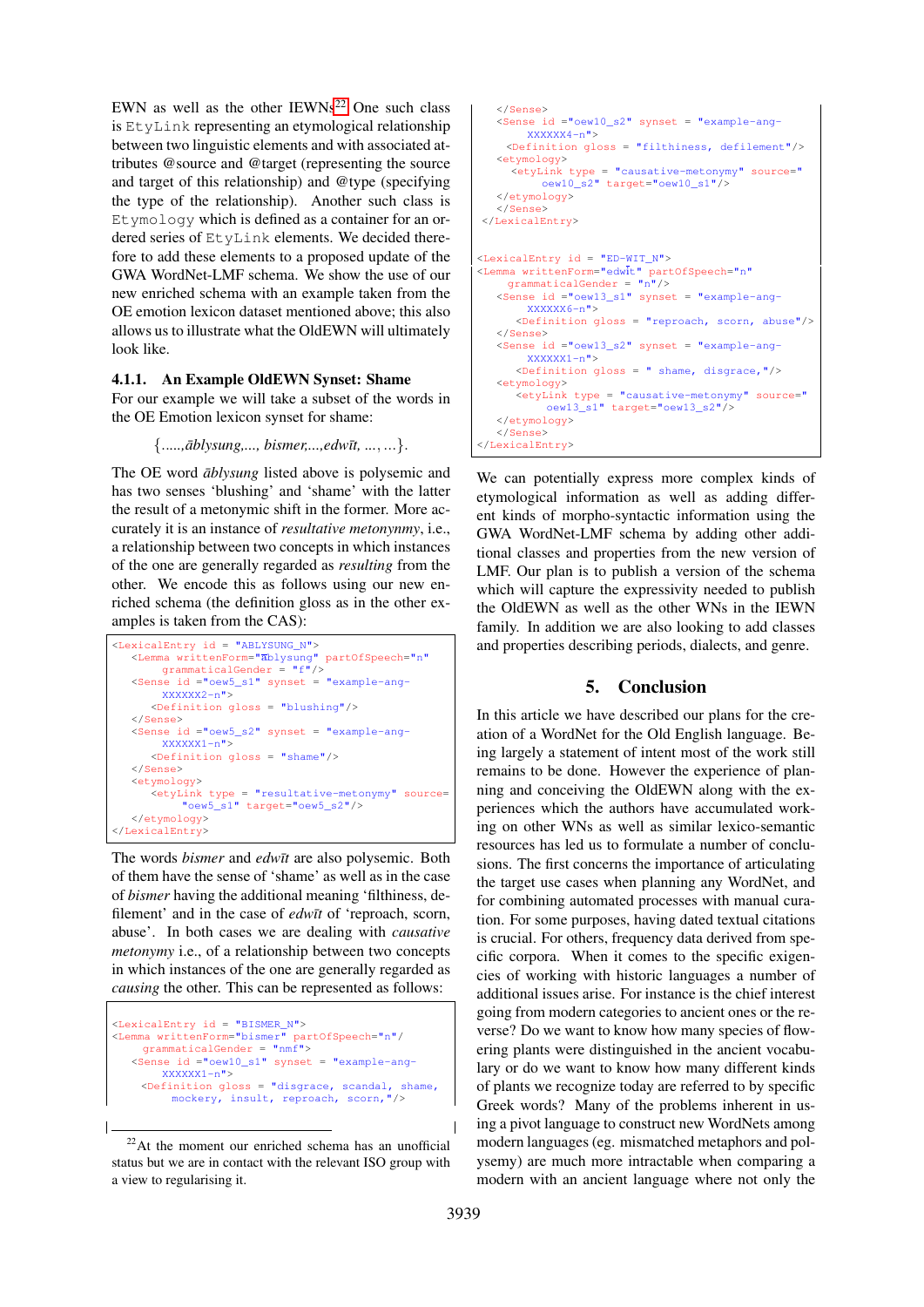EWN as well as the other IEWNs[22] One such class is `EtyLink` representing an etymological relationship between two linguistic elements and with associated attributes @source and @target (representing the source and target of this relationship) and @type (specifying the type of the relationship). Another such class is `Etymology` which is defined as a container for an ordered series of `EtyLink` elements. We decided therefore to add these elements to a proposed update of the GWA WordNet-LMF schema. We show the use of our new enriched schema with an example taken from the OE emotion lexicon dataset mentioned above; this also allows us to illustrate what the OldEWN will ultimately look like.

### 4.1.1. An Example OldEWN Synset: Shame

For our example we will take a subset of the words in the OE Emotion lexicon synset for shame:

{.....,*āblysung*,...., *bismer*,...,*edwīt*, ..., ...}.

The OE word *āblysung* listed above is polysemic and has two senses 'blushing' and 'shame' with the latter the result of a metonymic shift in the former. More accurately it is an instance of *resultative metonymny*, i.e., a relationship between two concepts in which instances of the one are generally regarded as *resulting* from the other. We encode this as follows using our new enriched schema (the definition gloss as in the other examples is taken from the CAS):

```
<LexicalEntry id = "ABLYSUNG_N">
   <Lemma writtenForm="āblysung" partOfSpeech="n"
       grammaticalGender = "f"/>
   <Sense id ="oew5_s1" synset = "example-ang-
       XXXXXX2-n">
      <Definition gloss = "blushing"/>
   </Sense>
   <Sense id ="oew5_s2" synset = "example-ang-
       XXXXXX1-n">
      <Definition gloss = "shame"/>
   </Sense>
   <etymology>
      <etyLink type = "resultative-metonymy" source=
          "oew5_s1" target="oew5_s2"/>
   </etymology>
</LexicalEntry>
```

The words *bismer* and *edwīt* are also polysemic. Both of them have the sense of 'shame' as well as in the case of *bismer* having the additional meaning 'filthiness, defilement' and in the case of *edwīt* of 'reproach, scorn, abuse'. In both cases we are dealing with *causative metonymy* i.e., of a relationship between two concepts in which instances of the one are generally regarded as *causing* the other. This can be represented as follows:

```
<LexicalEntry id = "BISMER_N">
<Lemma writtenForm="bismer" partOfSpeech="n"/
     grammaticalGender = "nmf">
   <Sense id ="oew10_s1" synset = "example-ang-
       XXXXXX1-n">
     <Definition gloss = "disgrace, scandal, shame,
          mockery, insult, reproach, scorn,"/>
   </Sense>
   <Sense id ="oew10_s2" synset = "example-ang-
       XXXXXX4-n">
    <Definition gloss = "filthiness, defilement"/>
   <etymology>
     <etyLink type = "causative-metonymy" source="
         oew10_s2" target="oew10_s1"/>
   </etymology>
   </Sense>
</LexicalEntry>


<LexicalEntry id = "ED-WIT_N">
<Lemma writtenForm="edwīt" partOfSpeech="n"
     grammaticalGender = "n"/>
   <Sense id ="oew13_s1" synset = "example-ang-
       XXXXXX6-n">
      <Definition gloss = "reproach, scorn, abuse"/>
   </Sense>
   <Sense id ="oew13_s2" synset = "example-ang-
       XXXXXX1-n">
      <Definition gloss = " shame, disgrace,"/>
   <etymology>
      <etyLink type = "causative-metonymy" source="
          oew13_s1" target="oew13_s2"/>
   </etymology>
   </Sense>
</LexicalEntry>
```

We can potentially express more complex kinds of etymological information as well as adding different kinds of morpho-syntactic information using the GWA WordNet-LMF schema by adding other additional classes and properties from the new version of LMF. Our plan is to publish a version of the schema which will capture the expressivity needed to publish the OldEWN as well as the other WNs in the IEWN family. In addition we are also looking to add classes and properties describing periods, dialects, and genre.

## 5. Conclusion

In this article we have described our plans for the creation of a WordNet for the Old English language. Being largely a statement of intent most of the work still remains to be done. However the experience of planning and conceiving the OldEWN along with the experiences which the authors have accumulated working on other WNs as well as similar lexico-semantic resources has led us to formulate a number of conclusions. The first concerns the importance of articulating the target use cases when planning any WordNet, and for combining automated processes with manual curation. For some purposes, having dated textual citations is crucial. For others, frequency data derived from specific corpora. When it comes to the specific exigencies of working with historic languages a number of additional issues arise. For instance is the chief interest going from modern categories to ancient ones or the reverse? Do we want to know how many species of flowering plants were distinguished in the ancient vocabulary or do we want to know how many different kinds of plants we recognize today are referred to by specific Greek words? Many of the problems inherent in using a pivot language to construct new WordNets among modern languages (eg. mismatched metaphors and polysemy) are much more intractable when comparing a modern with an ancient language where not only the

[22] At the moment our enriched schema has an unofficial status but we are in contact with the relevant ISO group with a view to regularising it.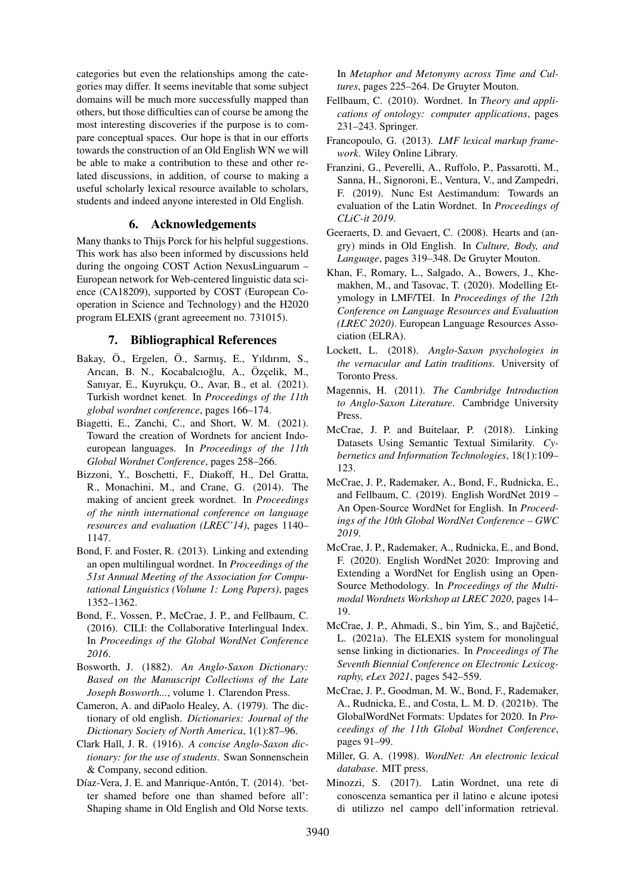categories but even the relationships among the categories may differ. It seems inevitable that some subject domains will be much more successfully mapped than others, but those difficulties can of course be among the most interesting discoveries if the purpose is to compare conceptual spaces. Our hope is that in our efforts towards the construction of an Old English WN we will be able to make a contribution to these and other related discussions, in addition, of course to making a useful scholarly lexical resource available to scholars, students and indeed anyone interested in Old English.

## 6. Acknowledgements

Many thanks to Thijs Porck for his helpful suggestions. This work has also been informed by discussions held during the ongoing COST Action NexusLinguarum – European network for Web-centered linguistic data science (CA18209), supported by COST (European Cooperation in Science and Technology) and the H2020 program ELEXIS (grant agreeement no. 731015).

## 7. Bibliographical References

Bakay, Ö., Ergelen, Ö., Sarmış, E., Yıldırım, S., Arıcan, B. N., Kocabalcıoğlu, A., Özçelik, M., Sanıyar, E., Kuyrukçu, O., Avar, B., et al. (2021). Turkish wordnet kenet. In *Proceedings of the 11th global wordnet conference*, pages 166–174.

Biagetti, E., Zanchi, C., and Short, W. M. (2021). Toward the creation of Wordnets for ancient Indo-european languages. In *Proceedings of the 11th Global Wordnet Conference*, pages 258–266.

Bizzoni, Y., Boschetti, F., Diakoff, H., Del Gratta, R., Monachini, M., and Crane, G. (2014). The making of ancient greek wordnet. In *Proceedings of the ninth international conference on language resources and evaluation (LREC'14)*, pages 1140–1147.

Bond, F. and Foster, R. (2013). Linking and extending an open multilingual wordnet. In *Proceedings of the 51st Annual Meeting of the Association for Computational Linguistics (Volume 1: Long Papers)*, pages 1352–1362.

Bond, F., Vossen, P., McCrae, J. P., and Fellbaum, C. (2016). CILI: the Collaborative Interlingual Index. In *Proceedings of the Global WordNet Conference 2016*.

Bosworth, J. (1882). *An Anglo-Saxon Dictionary: Based on the Manuscript Collections of the Late Joseph Bosworth...*, volume 1. Clarendon Press.

Cameron, A. and diPaolo Healey, A. (1979). The dictionary of old english. *Dictionaries: Journal of the Dictionary Society of North America*, 1(1):87–96.

Clark Hall, J. R. (1916). *A concise Anglo-Saxon dictionary: for the use of students*. Swan Sonnenschein & Company, second edition.

Díaz-Vera, J. E. and Manrique-Antón, T. (2014). 'better shamed before one than shamed before all': Shaping shame in Old English and Old Norse texts. In *Metaphor and Metonymy across Time and Cultures*, pages 225–264. De Gruyter Mouton.

Fellbaum, C. (2010). Wordnet. In *Theory and applications of ontology: computer applications*, pages 231–243. Springer.

Francopoulo, G. (2013). *LMF lexical markup framework*. Wiley Online Library.

Franzini, G., Peverelli, A., Ruffolo, P., Passarotti, M., Sanna, H., Signoroni, E., Ventura, V., and Zampedri, F. (2019). Nunc Est Aestimandum: Towards an evaluation of the Latin Wordnet. In *Proceedings of CLiC-it 2019*.

Geeraerts, D. and Gevaert, C. (2008). Hearts and (angry) minds in Old English. In *Culture, Body, and Language*, pages 319–348. De Gruyter Mouton.

Khan, F., Romary, L., Salgado, A., Bowers, J., Khemakhen, M., and Tasovac, T. (2020). Modelling Etymology in LMF/TEI. In *Proceedings of the 12th Conference on Language Resources and Evaluation (LREC 2020)*. European Language Resources Association (ELRA).

Lockett, L. (2018). *Anglo-Saxon psychologies in the vernacular and Latin traditions*. University of Toronto Press.

Magennis, H. (2011). *The Cambridge Introduction to Anglo-Saxon Literature*. Cambridge University Press.

McCrae, J. P. and Buitelaar, P. (2018). Linking Datasets Using Semantic Textual Similarity. *Cybernetics and Information Technologies*, 18(1):109–123.

McCrae, J. P., Rademaker, A., Bond, F., Rudnicka, E., and Fellbaum, C. (2019). English WordNet 2019 – An Open-Source WordNet for English. In *Proceedings of the 10th Global WordNet Conference – GWC 2019*.

McCrae, J. P., Rademaker, A., Rudnicka, E., and Bond, F. (2020). English WordNet 2020: Improving and Extending a WordNet for English using an Open-Source Methodology. In *Proceedings of the Multimodal Wordnets Workshop at LREC 2020*, pages 14–19.

McCrae, J. P., Ahmadi, S., bin Yim, S., and Bajčetić, L. (2021a). The ELEXIS system for monolingual sense linking in dictionaries. In *Proceedings of The Seventh Biennial Conference on Electronic Lexicography, eLex 2021*, pages 542–559.

McCrae, J. P., Goodman, M. W., Bond, F., Rademaker, A., Rudnicka, E., and Costa, L. M. D. (2021b). The GlobalWordNet Formats: Updates for 2020. In *Proceedings of the 11th Global Wordnet Conference*, pages 91–99.

Miller, G. A. (1998). *WordNet: An electronic lexical database*. MIT press.

Minozzi, S. (2017). Latin Wordnet, una rete di conoscenza semantica per il latino e alcune ipotesi di utilizzo nel campo dell'information retrieval.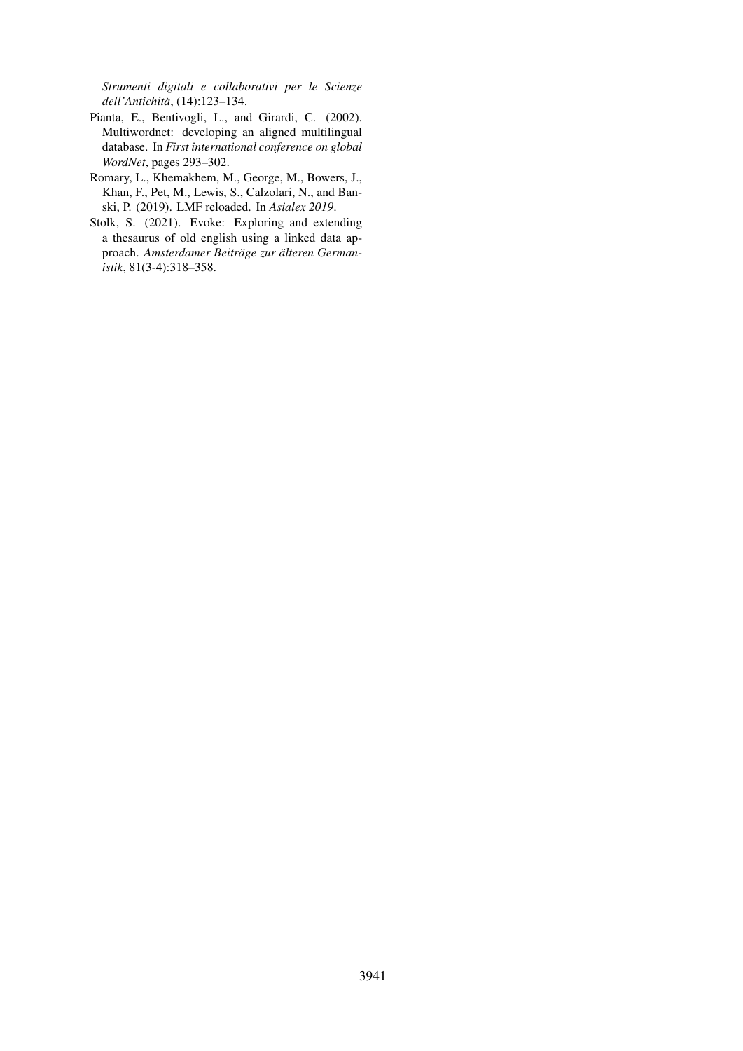*Strumenti digitali e collaborativi per le Scienze dell'Antichità*, (14):123–134.

Pianta, E., Bentivogli, L., and Girardi, C. (2002). Multiwordnet: developing an aligned multilingual database. In *First international conference on global WordNet*, pages 293–302.

Romary, L., Khemakhem, M., George, M., Bowers, J., Khan, F., Pet, M., Lewis, S., Calzolari, N., and Banski, P. (2019). LMF reloaded. In *Asialex 2019*.

Stolk, S. (2021). Evoke: Exploring and extending a thesaurus of old english using a linked data approach. *Amsterdamer Beiträge zur älteren Germanistik*, 81(3-4):318–358.